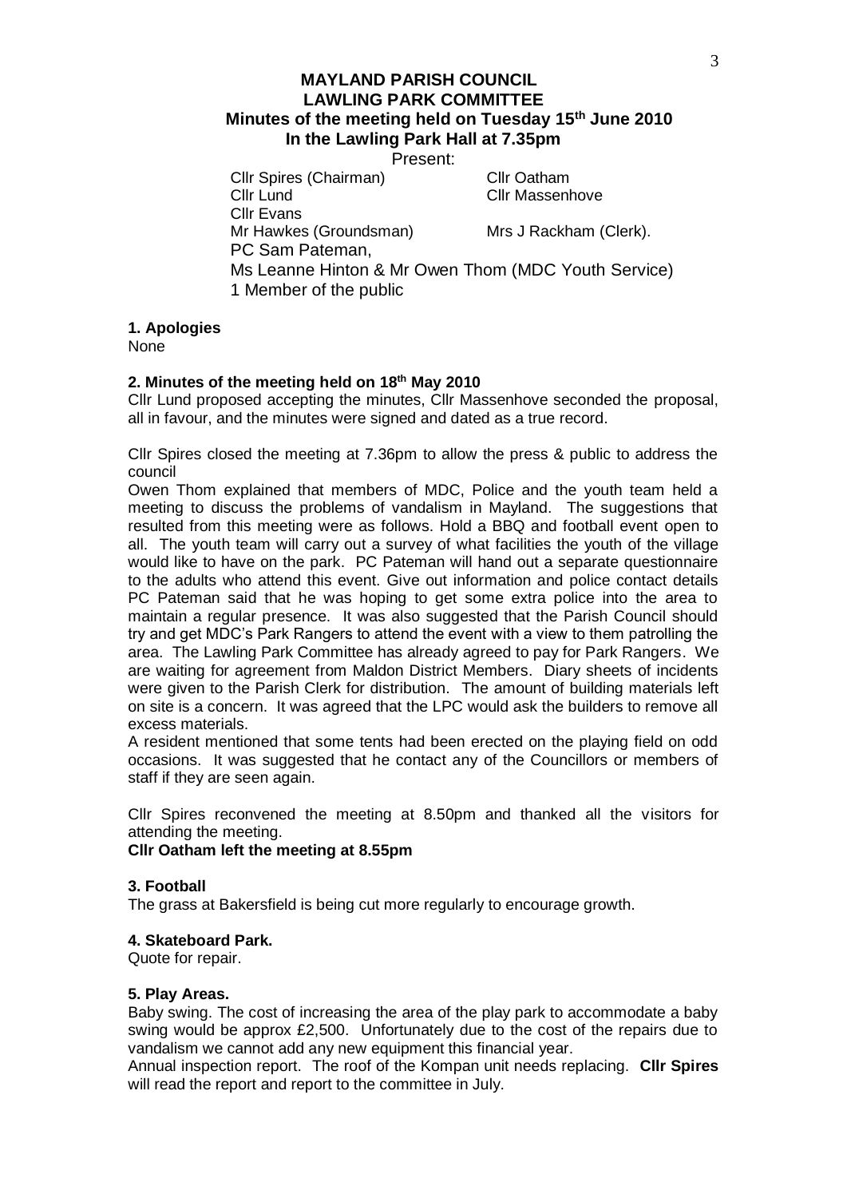# MAYLAND PARISH COUNCIL
## LAWLING PARK COMMITTEE
### Minutes of the meeting held on Tuesday 15th June 2010
### In the Lawling Park Hall at 7.35pm

Present:

Cllr Spires (Chairman)
Cllr Oatham
Cllr Lund
Cllr Massenhove
Cllr Evans
Mr Hawkes (Groundsman)
Mrs J Rackham (Clerk).
PC Sam Pateman,
Ms Leanne Hinton & Mr Owen Thom (MDC Youth Service)
1 Member of the public

**1. Apologies**

None

**2. Minutes of the meeting held on 18th May 2010**

Cllr Lund proposed accepting the minutes, Cllr Massenhove seconded the proposal, all in favour, and the minutes were signed and dated as a true record.

Cllr Spires closed the meeting at 7.36pm to allow the press & public to address the council

Owen Thom explained that members of MDC, Police and the youth team held a meeting to discuss the problems of vandalism in Mayland. The suggestions that resulted from this meeting were as follows. Hold a BBQ and football event open to all. The youth team will carry out a survey of what facilities the youth of the village would like to have on the park. PC Pateman will hand out a separate questionnaire to the adults who attend this event. Give out information and police contact details PC Pateman said that he was hoping to get some extra police into the area to maintain a regular presence. It was also suggested that the Parish Council should try and get MDC's Park Rangers to attend the event with a view to them patrolling the area. The Lawling Park Committee has already agreed to pay for Park Rangers. We are waiting for agreement from Maldon District Members. Diary sheets of incidents were given to the Parish Clerk for distribution. The amount of building materials left on site is a concern. It was agreed that the LPC would ask the builders to remove all excess materials.

A resident mentioned that some tents had been erected on the playing field on odd occasions. It was suggested that he contact any of the Councillors or members of staff if they are seen again.

Cllr Spires reconvened the meeting at 8.50pm and thanked all the visitors for attending the meeting.

**Cllr Oatham left the meeting at 8.55pm**

**3. Football**

The grass at Bakersfield is being cut more regularly to encourage growth.

**4. Skateboard Park.**

Quote for repair.

**5. Play Areas.**

Baby swing. The cost of increasing the area of the play park to accommodate a baby swing would be approx £2,500. Unfortunately due to the cost of the repairs due to vandalism we cannot add any new equipment this financial year.

Annual inspection report. The roof of the Kompan unit needs replacing. **Cllr Spires** will read the report and report to the committee in July.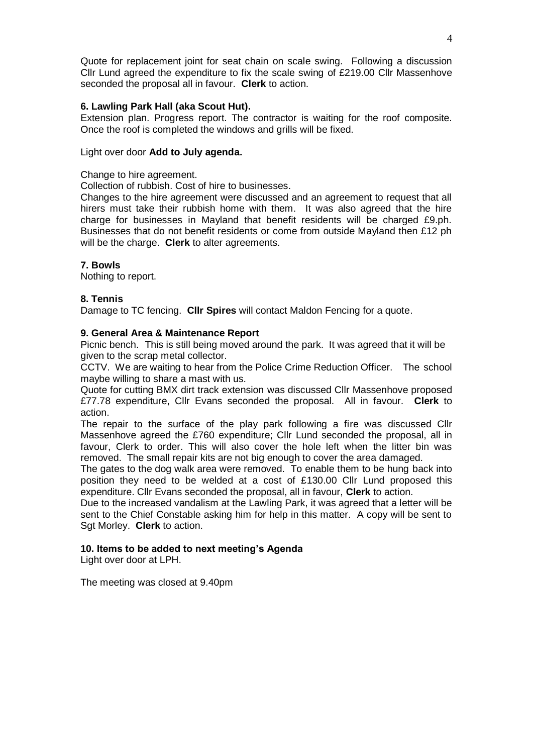Quote for replacement joint for seat chain on scale swing. Following a discussion Cllr Lund agreed the expenditure to fix the scale swing of £219.00 Cllr Massenhove seconded the proposal all in favour. **Clerk** to action.

**6. Lawling Park Hall (aka Scout Hut).**

Extension plan. Progress report. The contractor is waiting for the roof composite. Once the roof is completed the windows and grills will be fixed.

Light over door **Add to July agenda.**

Change to hire agreement.

Collection of rubbish. Cost of hire to businesses.

Changes to the hire agreement were discussed and an agreement to request that all hirers must take their rubbish home with them. It was also agreed that the hire charge for businesses in Mayland that benefit residents will be charged £9.ph. Businesses that do not benefit residents or come from outside Mayland then £12 ph will be the charge. **Clerk** to alter agreements.

**7. Bowls**

Nothing to report.

**8. Tennis**

Damage to TC fencing. **Cllr Spires** will contact Maldon Fencing for a quote.

**9. General Area & Maintenance Report**

Picnic bench. This is still being moved around the park. It was agreed that it will be given to the scrap metal collector.

CCTV. We are waiting to hear from the Police Crime Reduction Officer. The school maybe willing to share a mast with us.

Quote for cutting BMX dirt track extension was discussed Cllr Massenhove proposed £77.78 expenditure, Cllr Evans seconded the proposal. All in favour. **Clerk** to action.

The repair to the surface of the play park following a fire was discussed Cllr Massenhove agreed the £760 expenditure; Cllr Lund seconded the proposal, all in favour, Clerk to order. This will also cover the hole left when the litter bin was removed. The small repair kits are not big enough to cover the area damaged.

The gates to the dog walk area were removed. To enable them to be hung back into position they need to be welded at a cost of £130.00 Cllr Lund proposed this expenditure. Cllr Evans seconded the proposal, all in favour, **Clerk** to action.

Due to the increased vandalism at the Lawling Park, it was agreed that a letter will be sent to the Chief Constable asking him for help in this matter. A copy will be sent to Sgt Morley. **Clerk** to action.

**10. Items to be added to next meeting's Agenda**

Light over door at LPH.

The meeting was closed at 9.40pm